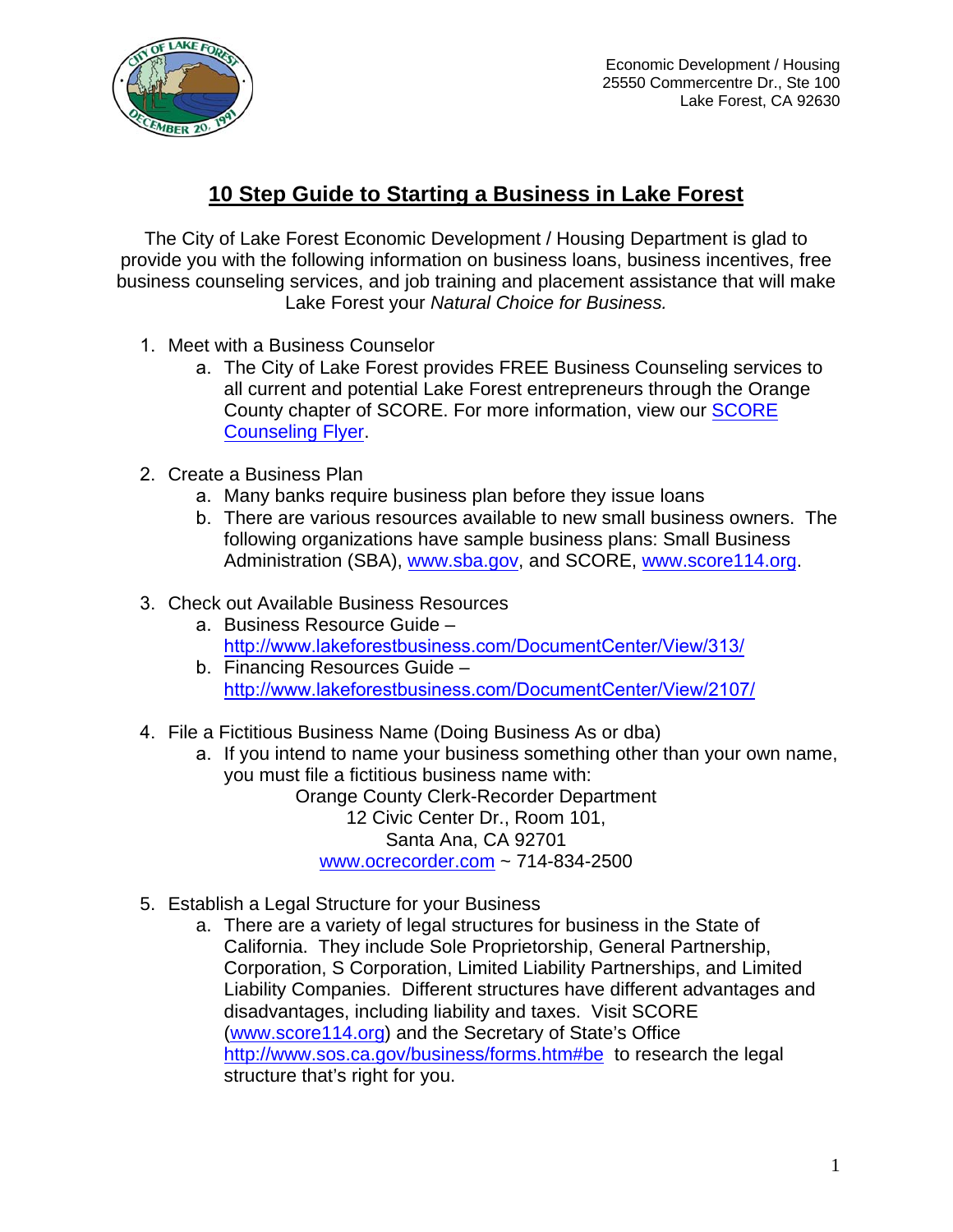Economic Development / Housing
25550 Commercentre Dr., Ste 100
Lake Forest, CA 92630

# 10 Step Guide to Starting a Business in Lake Forest

The City of Lake Forest Economic Development / Housing Department is glad to provide you with the following information on business loans, business incentives, free business counseling services, and job training and placement assistance that will make Lake Forest your *Natural Choice for Business.*

1. Meet with a Business Counselor
   a. The City of Lake Forest provides FREE Business Counseling services to all current and potential Lake Forest entrepreneurs through the Orange County chapter of SCORE. For more information, view our SCORE Counseling Flyer.

2. Create a Business Plan
   a. Many banks require business plan before they issue loans
   b. There are various resources available to new small business owners. The following organizations have sample business plans: Small Business Administration (SBA), www.sba.gov, and SCORE, www.score114.org.

3. Check out Available Business Resources
   a. Business Resource Guide – http://www.lakeforestbusiness.com/DocumentCenter/View/313/
   b. Financing Resources Guide – http://www.lakeforestbusiness.com/DocumentCenter/View/2107/

4. File a Fictitious Business Name (Doing Business As or dba)
   a. If you intend to name your business something other than your own name, you must file a fictitious business name with:

      Orange County Clerk-Recorder Department
      12 Civic Center Dr., Room 101,
      Santa Ana, CA 92701
      www.ocrecorder.com ~ 714-834-2500

5. Establish a Legal Structure for your Business
   a. There are a variety of legal structures for business in the State of California. They include Sole Proprietorship, General Partnership, Corporation, S Corporation, Limited Liability Partnerships, and Limited Liability Companies. Different structures have different advantages and disadvantages, including liability and taxes. Visit SCORE (www.score114.org) and the Secretary of State's Office http://www.sos.ca.gov/business/forms.htm#be to research the legal structure that's right for you.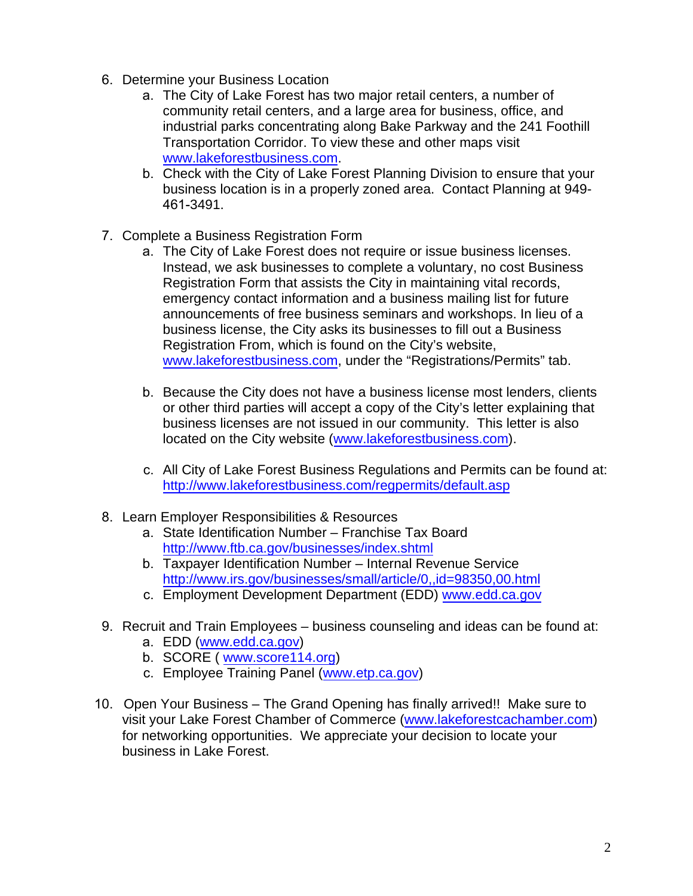6. Determine your Business Location
    a. The City of Lake Forest has two major retail centers, a number of community retail centers, and a large area for business, office, and industrial parks concentrating along Bake Parkway and the 241 Foothill Transportation Corridor. To view these and other maps visit www.lakeforestbusiness.com.
    b. Check with the City of Lake Forest Planning Division to ensure that your business location is in a properly zoned area. Contact Planning at 949-461-3491.

7. Complete a Business Registration Form
    a. The City of Lake Forest does not require or issue business licenses. Instead, we ask businesses to complete a voluntary, no cost Business Registration Form that assists the City in maintaining vital records, emergency contact information and a business mailing list for future announcements of free business seminars and workshops. In lieu of a business license, the City asks its businesses to fill out a Business Registration From, which is found on the City's website, www.lakeforestbusiness.com, under the "Registrations/Permits" tab.

    b. Because the City does not have a business license most lenders, clients or other third parties will accept a copy of the City's letter explaining that business licenses are not issued in our community. This letter is also located on the City website (www.lakeforestbusiness.com).

    c. All City of Lake Forest Business Regulations and Permits can be found at: http://www.lakeforestbusiness.com/regpermits/default.asp

8. Learn Employer Responsibilities & Resources
    a. State Identification Number – Franchise Tax Board http://www.ftb.ca.gov/businesses/index.shtml
    b. Taxpayer Identification Number – Internal Revenue Service http://www.irs.gov/businesses/small/article/0,,id=98350,00.html
    c. Employment Development Department (EDD) www.edd.ca.gov

9. Recruit and Train Employees – business counseling and ideas can be found at:
    a. EDD (www.edd.ca.gov)
    b. SCORE ( www.score114.org)
    c. Employee Training Panel (www.etp.ca.gov)

10. Open Your Business – The Grand Opening has finally arrived!! Make sure to visit your Lake Forest Chamber of Commerce (www.lakeforestcachamber.com) for networking opportunities. We appreciate your decision to locate your business in Lake Forest.